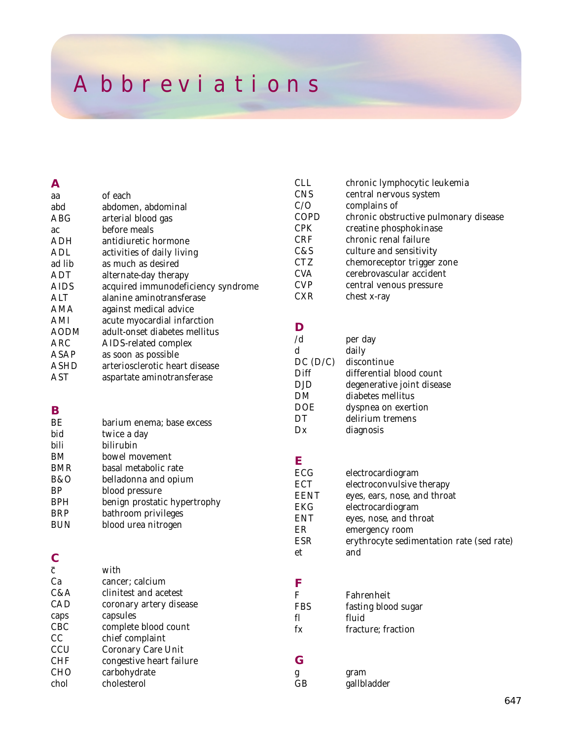# Abbreviations

## A

| | |
|---|---|
| aa | of each |
| abd | abdomen, abdominal |
| ABG | arterial blood gas |
| ac | before meals |
| ADH | antidiuretic hormone |
| ADL | activities of daily living |
| ad lib | as much as desired |
| ADT | alternate-day therapy |
| AIDS | acquired immunodeficiency syndrome |
| ALT | alanine aminotransferase |
| AMA | against medical advice |
| AMI | acute myocardial infarction |
| AODM | adult-onset diabetes mellitus |
| ARC | AIDS-related complex |
| ASAP | as soon as possible |
| ASHD | arteriosclerotic heart disease |
| AST | aspartate aminotransferase |

## B

| | |
|---|---|
| BE | barium enema; base excess |
| bid | twice a day |
| bili | bilirubin |
| BM | bowel movement |
| BMR | basal metabolic rate |
| B&O | belladonna and opium |
| BP | blood pressure |
| BPH | benign prostatic hypertrophy |
| BRP | bathroom privileges |
| BUN | blood urea nitrogen |

## C

| | |
|---|---|
| c̄ | with |
| Ca | cancer; calcium |
| C&A | clinitest and acetest |
| CAD | coronary artery disease |
| caps | capsules |
| CBC | complete blood count |
| CC | chief complaint |
| CCU | Coronary Care Unit |
| CHF | congestive heart failure |
| CHO | carbohydrate |
| chol | cholesterol |
| CLL | chronic lymphocytic leukemia |
| CNS | central nervous system |
| C/O | complains of |
| COPD | chronic obstructive pulmonary disease |
| CPK | creatine phosphokinase |
| CRF | chronic renal failure |
| C&S | culture and sensitivity |
| CTZ | chemoreceptor trigger zone |
| CVA | cerebrovascular accident |
| CVP | central venous pressure |
| CXR | chest x-ray |

## D

| | |
|---|---|
| /d | per day |
| d | daily |
| DC (D/C) | discontinue |
| Diff | differential blood count |
| DJD | degenerative joint disease |
| DM | diabetes mellitus |
| DOE | dyspnea on exertion |
| DT | delirium tremens |
| Dx | diagnosis |

## E

| | |
|---|---|
| ECG | electrocardiogram |
| ECT | electroconvulsive therapy |
| EENT | eyes, ears, nose, and throat |
| EKG | electrocardiogram |
| ENT | eyes, nose, and throat |
| ER | emergency room |
| ESR | erythrocyte sedimentation rate (sed rate) |
| et | and |

## F

| | |
|---|---|
| F | Fahrenheit |
| FBS | fasting blood sugar |
| fl | fluid |
| fx | fracture; fraction |

## G

| | |
|---|---|
| g | gram |
| GB | gallbladder |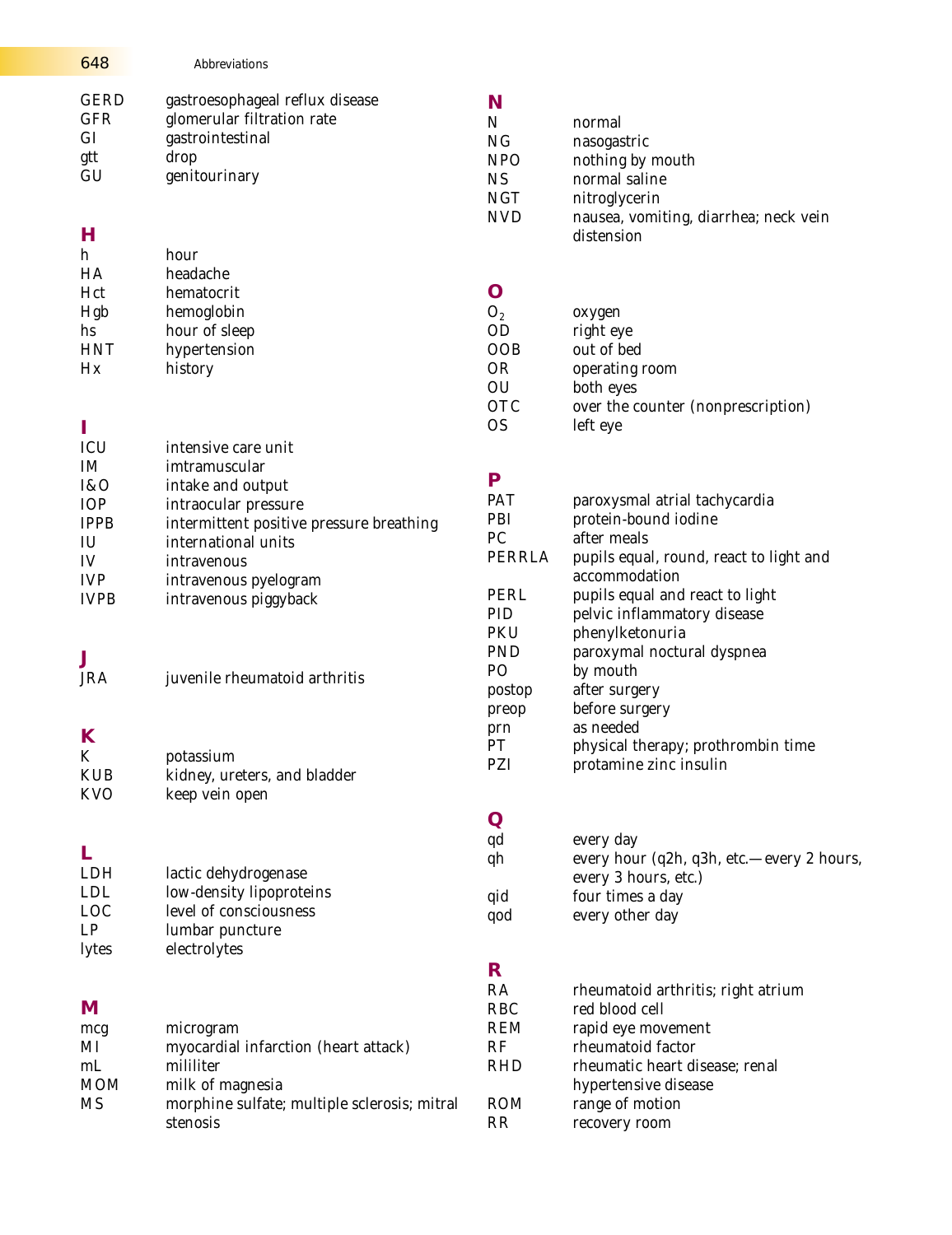| | |
|---|---|
| GERD | gastroesophageal reflux disease |
| GFR | glomerular filtration rate |
| GI | gastrointestinal |
| gtt | drop |
| GU | genitourinary |

## H

| | |
|---|---|
| h | hour |
| HA | headache |
| Hct | hematocrit |
| Hgb | hemoglobin |
| hs | hour of sleep |
| HNT | hypertension |
| Hx | history |

## I

| | |
|---|---|
| ICU | intensive care unit |
| IM | imtramuscular |
| I&O | intake and output |
| IOP | intraocular pressure |
| IPPB | intermittent positive pressure breathing |
| IU | international units |
| IV | intravenous |
| IVP | intravenous pyelogram |
| IVPB | intravenous piggyback |

## J

| | |
|---|---|
| JRA | juvenile rheumatoid arthritis |

## K

| | |
|---|---|
| K | potassium |
| KUB | kidney, ureters, and bladder |
| KVO | keep vein open |

## L

| | |
|---|---|
| LDH | lactic dehydrogenase |
| LDL | low-density lipoproteins |
| LOC | level of consciousness |
| LP | lumbar puncture |
| lytes | electrolytes |

## M

| | |
|---|---|
| mcg | microgram |
| MI | myocardial infarction (heart attack) |
| mL | mililiter |
| MOM | milk of magnesia |
| MS | morphine sulfate; multiple sclerosis; mitral stenosis |

## N

| | |
|---|---|
| N | normal |
| NG | nasogastric |
| NPO | nothing by mouth |
| NS | normal saline |
| NGT | nitroglycerin |
| NVD | nausea, vomiting, diarrhea; neck vein distension |

## O

| | |
|---|---|
| $O_2$ | oxygen |
| OD | right eye |
| OOB | out of bed |
| OR | operating room |
| OU | both eyes |
| OTC | over the counter (nonprescription) |
| OS | left eye |

## P

| | |
|---|---|
| PAT | paroxysmal atrial tachycardia |
| PBI | protein-bound iodine |
| PC | after meals |
| PERRLA | pupils equal, round, react to light and accommodation |
| PERL | pupils equal and react to light |
| PID | pelvic inflammatory disease |
| PKU | phenylketonuria |
| PND | paroxymal noctural dyspnea |
| PO | by mouth |
| postop | after surgery |
| preop | before surgery |
| prn | as needed |
| PT | physical therapy; prothrombin time |
| PZI | protamine zinc insulin |

## Q

| | |
|---|---|
| qd | every day |
| qh | every hour (q2h, q3h, etc.—every 2 hours, every 3 hours, etc.) |
| qid | four times a day |
| qod | every other day |

## R

| | |
|---|---|
| RA | rheumatoid arthritis; right atrium |
| RBC | red blood cell |
| REM | rapid eye movement |
| RF | rheumatoid factor |
| RHD | rheumatic heart disease; renal hypertensive disease |
| ROM | range of motion |
| RR | recovery room |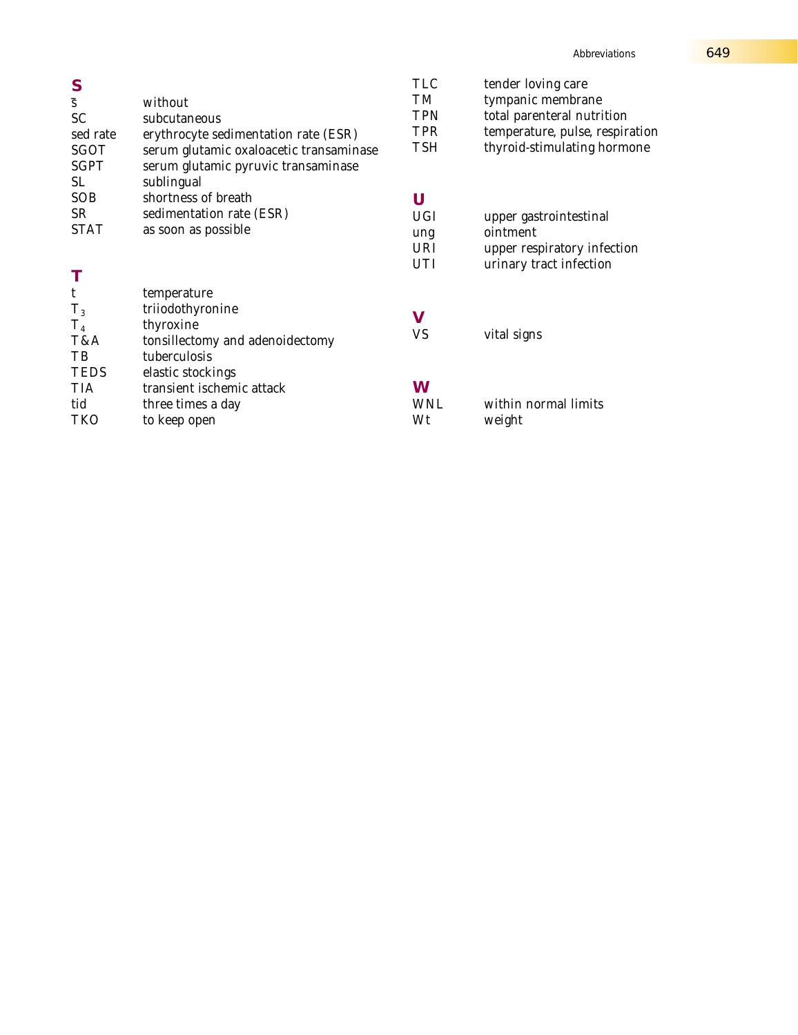## S

| | |
|---|---|
| s̄ | without |
| SC | subcutaneous |
| sed rate | erythrocyte sedimentation rate (ESR) |
| SGOT | serum glutamic oxaloacetic transaminase |
| SGPT | serum glutamic pyruvic transaminase |
| SL | sublingual |
| SOB | shortness of breath |
| SR | sedimentation rate (ESR) |
| STAT | as soon as possible |

## T

| | |
|---|---|
| t | temperature |
| $T_3$ | triiodothyronine |
| $T_4$ | thyroxine |
| T&A | tonsillectomy and adenoidectomy |
| TB | tuberculosis |
| TEDS | elastic stockings |
| TIA | transient ischemic attack |
| tid | three times a day |
| TKO | to keep open |
| TLC | tender loving care |
| TM | tympanic membrane |
| TPN | total parenteral nutrition |
| TPR | temperature, pulse, respiration |
| TSH | thyroid-stimulating hormone |

## U

| | |
|---|---|
| UGI | upper gastrointestinal |
| ung | ointment |
| URI | upper respiratory infection |
| UTI | urinary tract infection |

## V

| | |
|---|---|
| VS | vital signs |

## W

| | |
|---|---|
| WNL | within normal limits |
| Wt | weight |